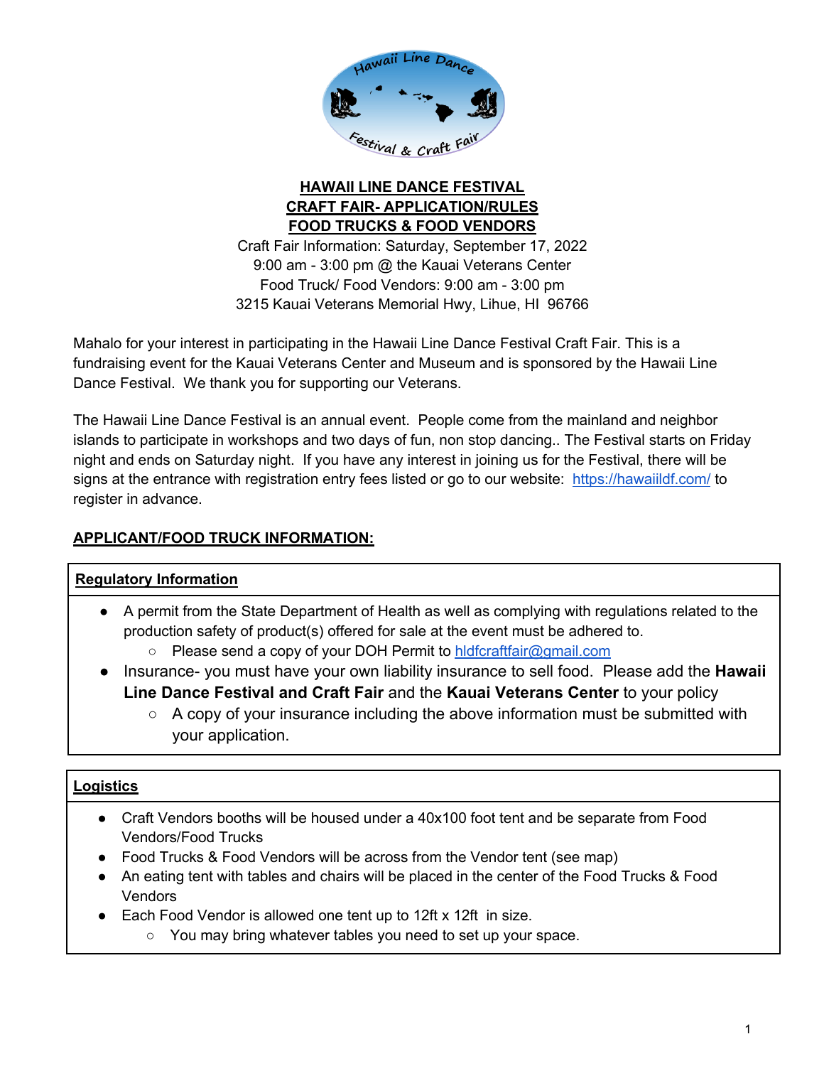# HAWAII LINE DANCE FESTIVAL
## CRAFT FAIR- APPLICATION/RULES
## FOOD TRUCKS & FOOD VENDORS

Craft Fair Information: Saturday, September 17, 2022
9:00 am - 3:00 pm @ the Kauai Veterans Center
Food Truck/ Food Vendors: 9:00 am - 3:00 pm
3215 Kauai Veterans Memorial Hwy, Lihue, HI 96766

Mahalo for your interest in participating in the Hawaii Line Dance Festival Craft Fair. This is a fundraising event for the Kauai Veterans Center and Museum and is sponsored by the Hawaii Line Dance Festival. We thank you for supporting our Veterans.

The Hawaii Line Dance Festival is an annual event. People come from the mainland and neighbor islands to participate in workshops and two days of fun, non stop dancing.. The Festival starts on Friday night and ends on Saturday night. If you have any interest in joining us for the Festival, there will be signs at the entrance with registration entry fees listed or go to our website: https://hawaiildf.com/ to register in advance.

## APPLICANT/FOOD TRUCK INFORMATION:

### Regulatory Information

- A permit from the State Department of Health as well as complying with regulations related to the production safety of product(s) offered for sale at the event must be adhered to.
  - Please send a copy of your DOH Permit to hldfcraftfair@gmail.com
- Insurance- you must have your own liability insurance to sell food. Please add the **Hawaii Line Dance Festival and Craft Fair** and the **Kauai Veterans Center** to your policy
  - A copy of your insurance including the above information must be submitted with your application.

### Logistics

- Craft Vendors booths will be housed under a 40x100 foot tent and be separate from Food Vendors/Food Trucks
- Food Trucks & Food Vendors will be across from the Vendor tent (see map)
- An eating tent with tables and chairs will be placed in the center of the Food Trucks & Food Vendors
- Each Food Vendor is allowed one tent up to 12ft x 12ft in size.
  - You may bring whatever tables you need to set up your space.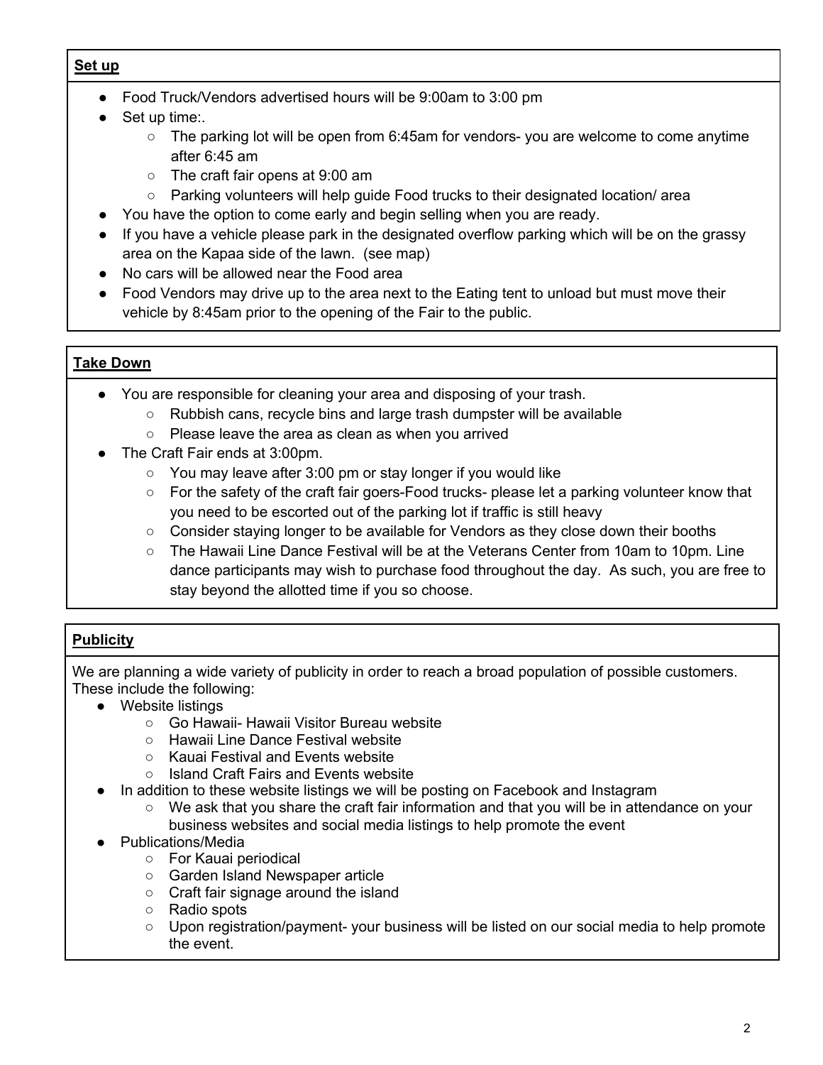**Set up**

- Food Truck/Vendors advertised hours will be 9:00am to 3:00 pm
- Set up time:.
  - The parking lot will be open from 6:45am for vendors- you are welcome to come anytime after 6:45 am
  - The craft fair opens at 9:00 am
  - Parking volunteers will help guide Food trucks to their designated location/ area
- You have the option to come early and begin selling when you are ready.
- If you have a vehicle please park in the designated overflow parking which will be on the grassy area on the Kapaa side of the lawn. (see map)
- No cars will be allowed near the Food area
- Food Vendors may drive up to the area next to the Eating tent to unload but must move their vehicle by 8:45am prior to the opening of the Fair to the public.

**Take Down**

- You are responsible for cleaning your area and disposing of your trash.
  - Rubbish cans, recycle bins and large trash dumpster will be available
  - Please leave the area as clean as when you arrived
- The Craft Fair ends at 3:00pm.
  - You may leave after 3:00 pm or stay longer if you would like
  - For the safety of the craft fair goers-Food trucks- please let a parking volunteer know that you need to be escorted out of the parking lot if traffic is still heavy
  - Consider staying longer to be available for Vendors as they close down their booths
  - The Hawaii Line Dance Festival will be at the Veterans Center from 10am to 10pm. Line dance participants may wish to purchase food throughout the day. As such, you are free to stay beyond the allotted time if you so choose.

**Publicity**

We are planning a wide variety of publicity in order to reach a broad population of possible customers. These include the following:

- Website listings
  - Go Hawaii- Hawaii Visitor Bureau website
  - Hawaii Line Dance Festival website
  - Kauai Festival and Events website
  - Island Craft Fairs and Events website
- In addition to these website listings we will be posting on Facebook and Instagram
  - We ask that you share the craft fair information and that you will be in attendance on your business websites and social media listings to help promote the event
- Publications/Media
  - For Kauai periodical
  - Garden Island Newspaper article
  - Craft fair signage around the island
  - Radio spots
  - Upon registration/payment- your business will be listed on our social media to help promote the event.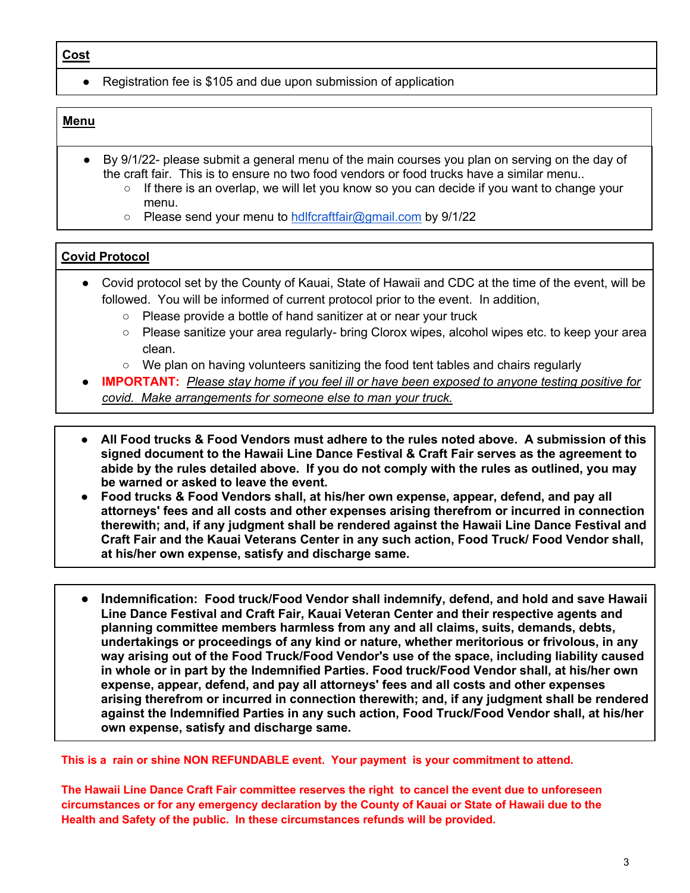## Cost

- Registration fee is $105 and due upon submission of application

## Menu

- By 9/1/22- please submit a general menu of the main courses you plan on serving on the day of the craft fair. This is to ensure no two food vendors or food trucks have a similar menu..
  - If there is an overlap, we will let you know so you can decide if you want to change your menu.
  - Please send your menu to hdlfcraftfair@gmail.com by 9/1/22

## Covid Protocol

- Covid protocol set by the County of Kauai, State of Hawaii and CDC at the time of the event, will be followed. You will be informed of current protocol prior to the event. In addition,
  - Please provide a bottle of hand sanitizer at or near your truck
  - Please sanitize your area regularly- bring Clorox wipes, alcohol wipes etc. to keep your area clean.
  - We plan on having volunteers sanitizing the food tent tables and chairs regularly
- **IMPORTANT:** *Please stay home if you feel ill or have been exposed to anyone testing positive for covid. Make arrangements for someone else to man your truck.*

- **All Food trucks & Food Vendors must adhere to the rules noted above. A submission of this signed document to the Hawaii Line Dance Festival & Craft Fair serves as the agreement to abide by the rules detailed above. If you do not comply with the rules as outlined, you may be warned or asked to leave the event.**
- **Food trucks & Food Vendors shall, at his/her own expense, appear, defend, and pay all attorneys' fees and all costs and other expenses arising therefrom or incurred in connection therewith; and, if any judgment shall be rendered against the Hawaii Line Dance Festival and Craft Fair and the Kauai Veterans Center in any such action, Food Truck/ Food Vendor shall, at his/her own expense, satisfy and discharge same.**

- **Indemnification: Food truck/Food Vendor shall indemnify, defend, and hold and save Hawaii Line Dance Festival and Craft Fair, Kauai Veteran Center and their respective agents and planning committee members harmless from any and all claims, suits, demands, debts, undertakings or proceedings of any kind or nature, whether meritorious or frivolous, in any way arising out of the Food Truck/Food Vendor's use of the space, including liability caused in whole or in part by the Indemnified Parties. Food truck/Food Vendor shall, at his/her own expense, appear, defend, and pay all attorneys' fees and all costs and other expenses arising therefrom or incurred in connection therewith; and, if any judgment shall be rendered against the Indemnified Parties in any such action, Food Truck/Food Vendor shall, at his/her own expense, satisfy and discharge same.**

**This is a rain or shine NON REFUNDABLE event. Your payment is your commitment to attend.**

**The Hawaii Line Dance Craft Fair committee reserves the right to cancel the event due to unforeseen circumstances or for any emergency declaration by the County of Kauai or State of Hawaii due to the Health and Safety of the public. In these circumstances refunds will be provided.**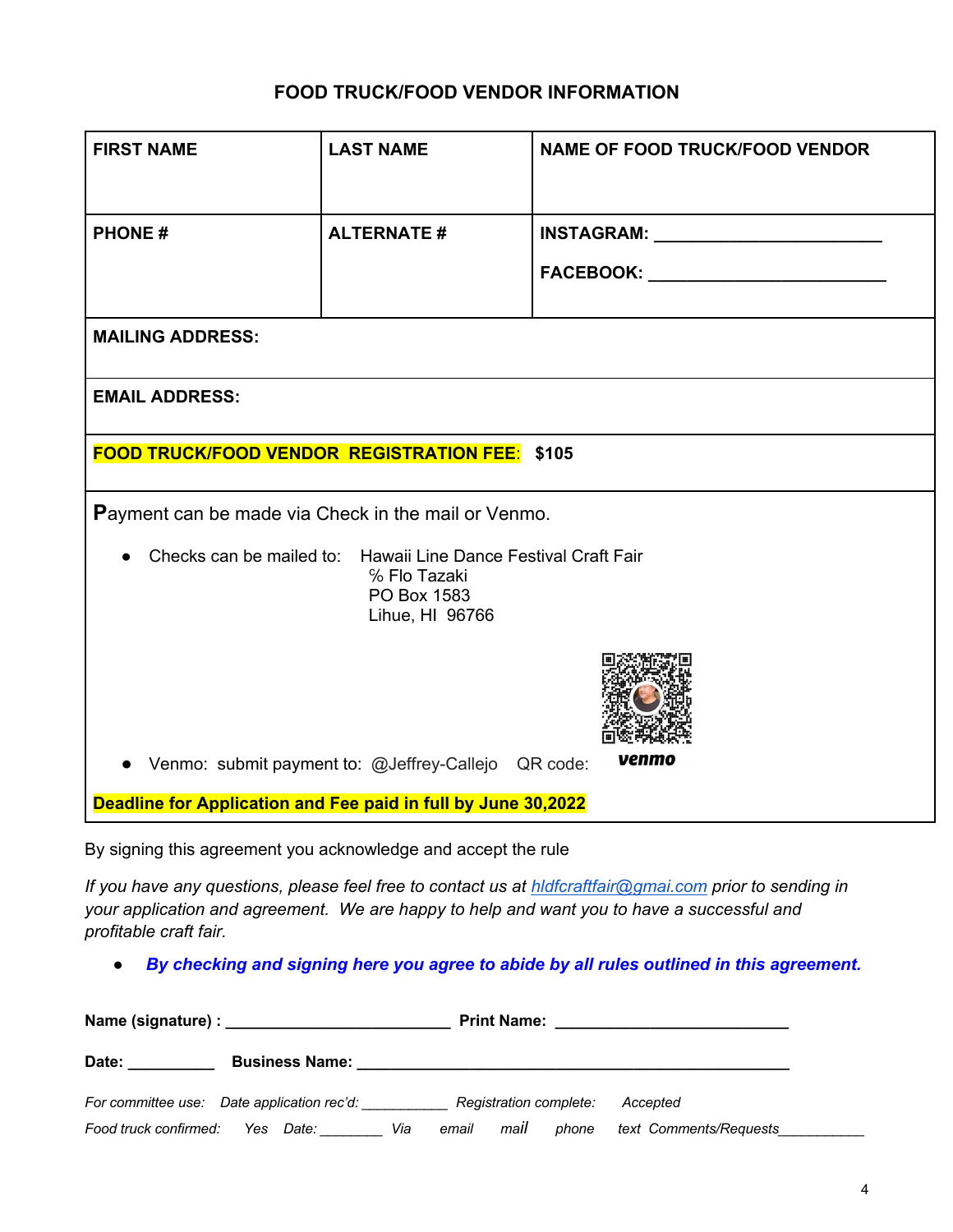## FOOD TRUCK/FOOD VENDOR INFORMATION

| FIRST NAME | LAST NAME | NAME OF FOOD TRUCK/FOOD VENDOR |
| --- | --- | --- |
| PHONE # | ALTERNATE # | INSTAGRAM: ______________________ <br> FACEBOOK: ______________________ |
| MAILING ADDRESS: | | |
| EMAIL ADDRESS: | | |
| **FOOD TRUCK/FOOD VENDOR REGISTRATION FEE**: **$105** | | |

Payment can be made via Check in the mail or Venmo.

- Checks can be mailed to: Hawaii Line Dance Festival Craft Fair
  % Flo Tazaki
  PO Box 1583
  Lihue, HI 96766

- Venmo: submit payment to: @Jeffrey-Callejo QR code: venmo

**Deadline for Application and Fee paid in full by June 30,2022**

By signing this agreement you acknowledge and accept the rule

*If you have any questions, please feel free to contact us at hldfcraftfair@gmai.com prior to sending in your application and agreement. We are happy to help and want you to have a successful and profitable craft fair.*

- ***By checking and signing here you agree to abide by all rules outlined in this agreement.***

**Name (signature) :** _________________________ **Print Name:** _________________________

**Date:** __________ **Business Name:** ______________________________________________

*For committee use: Date application rec'd: ___________ Registration complete: Accepted*

*Food truck confirmed: Yes Date: ________ Via email mail phone text Comments/Requests___________*